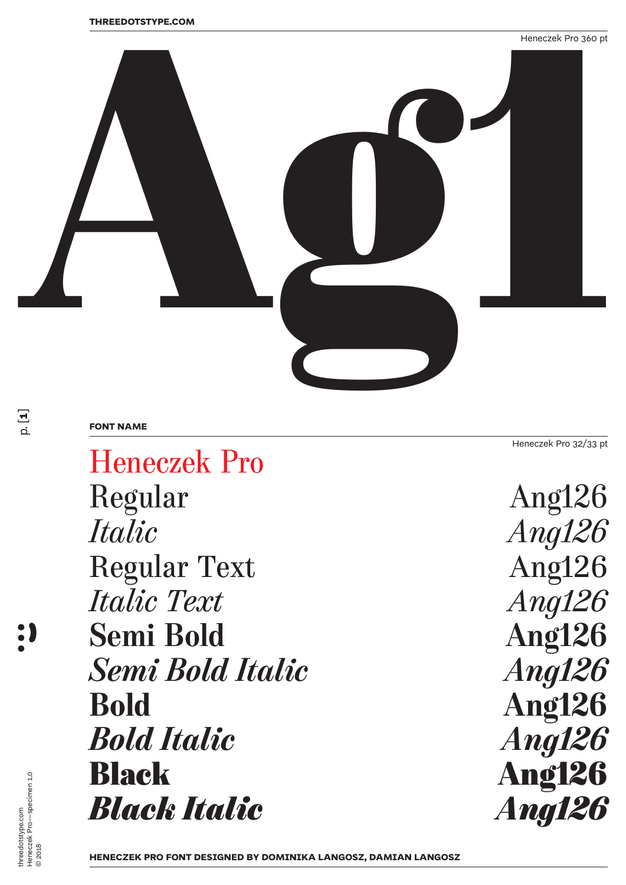Heneczek Pro 360 pt

# Ag1

**FONT NAME**

Heneczek Pro 32/33 pt

Heneczek Pro

| | |
|---|---|
| Regular | Ang126 |
| *Italic* | *Ang126* |
| Regular Text | Ang126 |
| *Italic Text* | *Ang126* |
| **Semi Bold** | **Ang126** |
| ***Semi Bold Italic*** | ***Ang126*** |
| **Bold** | **Ang126** |
| ***Bold Italic*** | ***Ang126*** |
| **Black** | **Ang126** |
| ***Black Italic*** | ***Ang126*** |

**HENECZEK PRO FONT DESIGNED BY DOMINIKA LANGOSZ, DAMIAN LANGOSZ**

threedotstype.com
Heneczek Pro—specimen 1.0
© 2018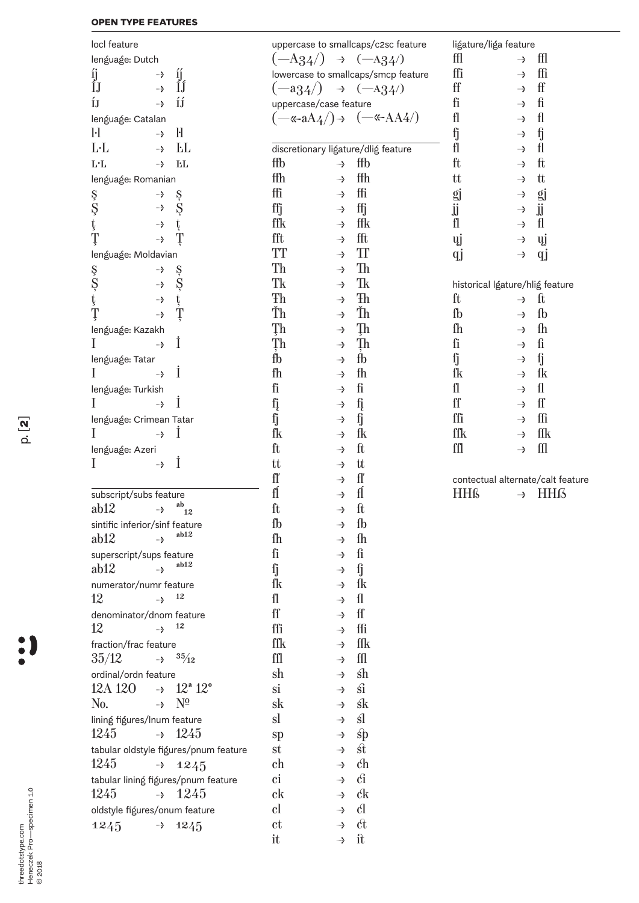## OPEN TYPE FEATURES

locl feature

lenguage: Dutch

íj → íj́
ÍJ → ÍJ́
ÍJ → ÍJ́

lenguage: Catalan

l·l → ŀl
L·L → ĿL
L·L → ĿL

lenguage: Romanian

ş → ș
Ş → Ș
ţ → ț
Ţ → Ț

lenguage: Moldavian

ş → ș
Ş → Ș
ţ → ț
Ţ → Ț

lenguage: Kazakh

I → İ

lenguage: Tatar

I → İ

lenguage: Turkish

I → İ

lenguage: Crimean Tatar

I → İ

lenguage: Azeri

I → İ

subscript/subs feature

ab12 → ab12

sintific inferior/sinf feature

ab12 → ab12

superscript/sups feature

ab12 → ab12

numerator/numr feature

12 → 12

denominator/dnom feature

12 → 12

fraction/frac feature

35/12 → 35⁄12

ordinal/ordn feature

12A 12O → 12ª 12º

No. → №

lining figures/lnum feature

1245 → 1245

tabular oldstyle figures/pnum feature

1245 → 1245

tabular lining figures/pnum feature

1245 → 1245

oldstyle figures/onum feature

1245 → 1245

uppercase to smallcaps/c2sc feature

(—A34/) → (—A34/)

lowercase to smallcaps/smcp feature

(—a34/) → (—A34/)

uppercase/case feature

(—«-aA4/) → (—«-AA4/)

discretionary ligature/dlig feature

ffb → ffb
ffh → ffh
ffi → ffi
ffj → ffj
ffk → ffk
fft → fft
TT → TT
Th → Th
Tk → Tk
Ŧh → Ŧh
Ťh → Ťh
Ţh → Ţh
Țh → Țh
fb → fb
fh → fh
fi → fi
fį → fį
fj → fj
fk → fk
ft → ft
tt → tt
fľ → fľ
fĺ → fĺ
ſt → ſt
ſb → ſb
ſh → ſh
ſi → ſi
ſj → ſj
ſk → ſk
ſl → ſl
ſſ → ſſ
ſſi → ſſi
ſſk → ſſk
ſſl → ſſl
sh → sh
si → si
sk → sk
sl → sl
sp → sp
st → st
ch → ch
ci → ci
ck → ck
cl → cl
ct → ct
it → it

ligature/liga feature

ffl → ffl
ffi → ffi
ff → ff
fi → fi
fl → fl
fj → fj
fl → fl
ft → ft
tt → tt
gj → gj
jj → jj
fl → fl
ųj → ųj
qj → qj

historical lgature/hlig feature

ſt → ſt
ſb → ſb
ſh → ſh
ſi → ſi
ſj → ſj
ſk → ſk
ſl → ſl
ſſ → ſſ
ſſi → ſſi
ſſk → ſſk
ſſl → ſſl

contectual alternate/calt feature

HHß → HHß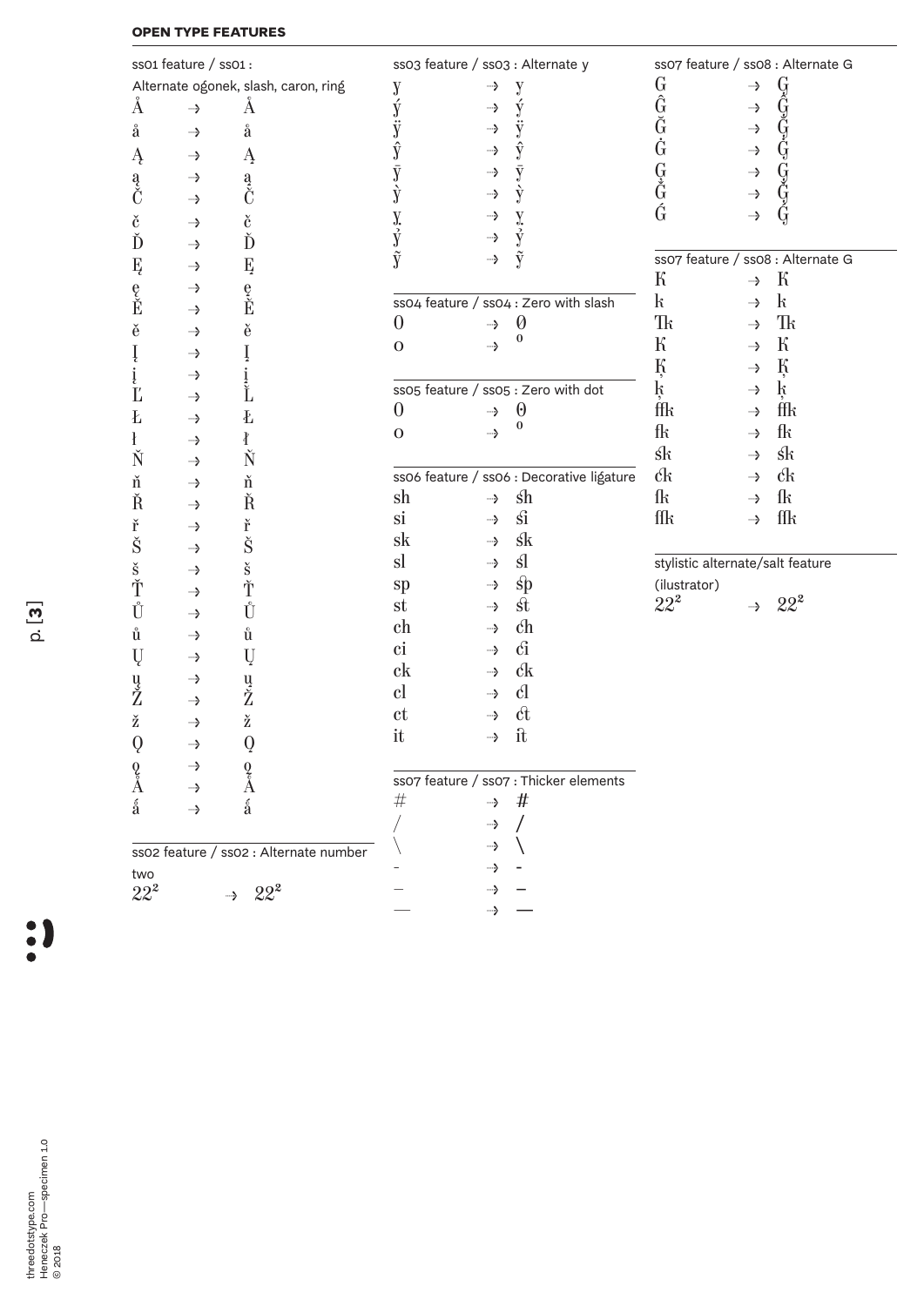## OPEN TYPE FEATURES

ss01 feature / ss01 :
Alternate ogonek, slash, caron, ring

| | | |
|---|---|---|
| Å | → | Å |
| å | → | å |
| Ą | → | Ą |
| ą | → | ą |
| Č | → | Č |
| č | → | č |
| Ď | → | Ď |
| Ę | → | Ę |
| ę | → | ę |
| Ě | → | Ě |
| ě | → | ě |
| Į | → | Į |
| į | → | į |
| Ľ | → | Ľ |
| Ł | → | Ł |
| ł | → | ł |
| Ň | → | Ň |
| ň | → | ň |
| Ř | → | Ř |
| ř | → | ř |
| Š | → | Š |
| š | → | š |
| Ť | → | Ť |
| Ů | → | Ů |
| ů | → | ů |
| Ų | → | Ų |
| ų | → | ų |
| Ž | → | Ž |
| ž | → | ž |
| Ǫ | → | Ǫ |
| ǫ | → | ǫ |
| Ǻ | → | Ǻ |
| ǻ | → | ǻ |

ss02 feature / ss02 : Alternate number two

| | | |
|---|---|---|
| 22² | → | 22² |

ss03 feature / ss03 : Alternate y

| | | |
|---|---|---|
| y | → | y |
| ý | → | ý |
| ÿ | → | ÿ |
| ŷ | → | ŷ |
| ȳ | → | ȳ |
| ỳ | → | ỳ |
| ỵ | → | ỵ |
| ỷ | → | ỷ |
| ỹ | → | ỹ |

ss04 feature / ss04 : Zero with slash

| | | |
|---|---|---|
| 0 | → | 0 |
| o | → | o |

ss05 feature / ss05 : Zero with dot

| | | |
|---|---|---|
| 0 | → | 0 |
| o | → | o |

ss06 feature / ss06 : Decorative ligature

| | | |
|---|---|---|
| sh | → | sh |
| si | → | si |
| sk | → | sk |
| sl | → | sl |
| sp | → | sp |
| st | → | st |
| ch | → | ch |
| ci | → | ci |
| ck | → | ck |
| cl | → | cl |
| ct | → | ct |
| it | → | it |

ss07 feature / ss07 : Thicker elements

| | | |
|---|---|---|
| # | → | # |
| / | → | / |
| \ | → | \ |
| - | → | - |
| – | → | – |
| — | → | — |

ss07 feature / ss08 : Alternate G

| | | |
|---|---|---|
| G | → | G |
| Ĝ | → | Ĝ |
| Ğ | → | Ğ |
| Ġ | → | Ġ |
| Ģ | → | Ģ |
| Ǧ | → | Ǧ |
| Ǵ | → | Ǵ |

ss07 feature / ss08 : Alternate G

| | | |
|---|---|---|
| K | → | K |
| k | → | k |
| Tk | → | Tk |
| Ḱ | → | Ḱ |
| Ķ | → | Ķ |
| ķ | → | ķ |
| ffk | → | ffk |
| fk | → | fk |
| sk | → | sk |
| ck | → | ck |
| fk | → | fk |
| ffk | → | ffk |

stylistic alternate/salt feature (ilustrator)

| | | |
|---|---|---|
| 22² | → | 22² |

threedotstype.com
Heneczek Pro—specimen 1.0
© 2018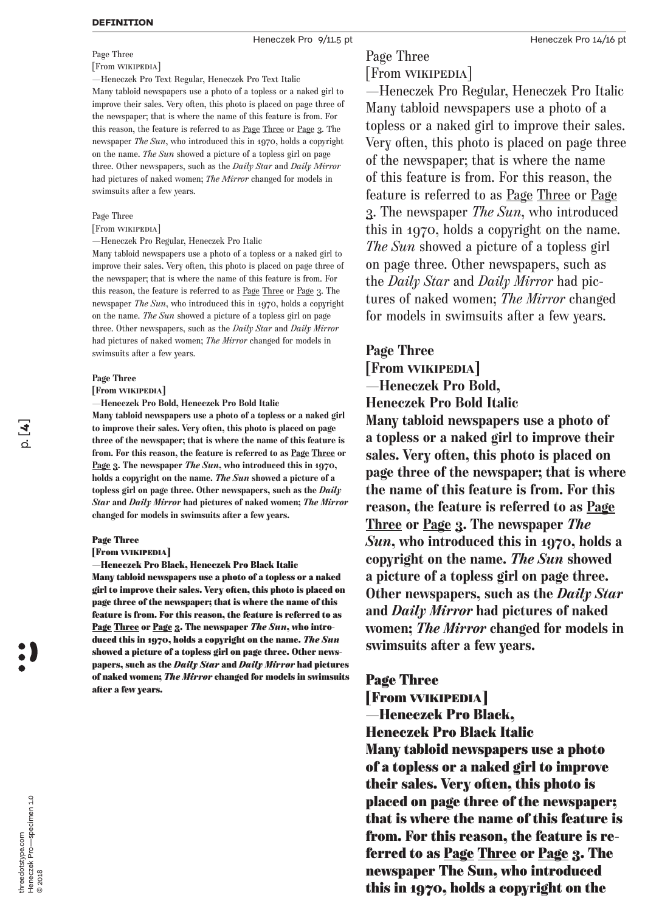**DEFINITION**

Heneczek Pro 9/11.5 pt

Page Three

[From WIKIPEDIA]

—Heneczek Pro Text Regular, Heneczek Pro Text Italic

Many tabloid newspapers use a photo of a topless or a naked girl to improve their sales. Very often, this photo is placed on page three of the newspaper; that is where the name of this feature is from. For this reason, the feature is referred to as Page Three or Page 3. The newspaper *The Sun*, who introduced this in 1970, holds a copyright on the name. *The Sun* showed a picture of a topless girl on page three. Other newspapers, such as the *Daily Star* and *Daily Mirror* had pictures of naked women; *The Mirror* changed for models in swimsuits after a few years.

Page Three

[From WIKIPEDIA]

—Heneczek Pro Regular, Heneczek Pro Italic

Many tabloid newspapers use a photo of a topless or a naked girl to improve their sales. Very often, this photo is placed on page three of the newspaper; that is where the name of this feature is from. For this reason, the feature is referred to as Page Three or Page 3. The newspaper *The Sun*, who introduced this in 1970, holds a copyright on the name. *The Sun* showed a picture of a topless girl on page three. Other newspapers, such as the *Daily Star* and *Daily Mirror* had pictures of naked women; *The Mirror* changed for models in swimsuits after a few years.

**Page Three**

**[From WIKIPEDIA]**

**—Heneczek Pro Bold, Heneczek Pro Bold Italic**

**Many tabloid newspapers use a photo of a topless or a naked girl to improve their sales. Very often, this photo is placed on page three of the newspaper; that is where the name of this feature is from. For this reason, the feature is referred to as Page Three or Page 3. The newspaper *The Sun*, who introduced this in 1970, holds a copyright on the name. *The Sun* showed a picture of a topless girl on page three. Other newspapers, such as the *Daily Star* and *Daily Mirror* had pictures of naked women; *The Mirror* changed for models in swimsuits after a few years.**

**Page Three**

**[From WIKIPEDIA]**

**—Heneczek Pro Black, Heneczek Pro Black Italic**

**Many tabloid newspapers use a photo of a topless or a naked girl to improve their sales. Very often, this photo is placed on page three of the newspaper; that is where the name of this feature is from. For this reason, the feature is referred to as Page Three or Page 3. The newspaper *The Sun*, who introduced this in 1970, holds a copyright on the name. *The Sun* showed a picture of a topless girl on page three. Other newspapers, such as the *Daily Star* and *Daily Mirror* had pictures of naked women; *The Mirror* changed for models in swimsuits after a few years.**

Heneczek Pro 14/16 pt

Page Three

[From WIKIPEDIA]

—Heneczek Pro Regular, Heneczek Pro Italic

Many tabloid newspapers use a photo of a topless or a naked girl to improve their sales. Very often, this photo is placed on page three of the newspaper; that is where the name of this feature is from. For this reason, the feature is referred to as Page Three or Page 3. The newspaper *The Sun*, who introduced this in 1970, holds a copyright on the name. *The Sun* showed a picture of a topless girl on page three. Other newspapers, such as the *Daily Star* and *Daily Mirror* had pictures of naked women; *The Mirror* changed for models in swimsuits after a few years.

**Page Three**

**[From WIKIPEDIA]**

**—Heneczek Pro Bold, Heneczek Pro Bold Italic**

**Many tabloid newspapers use a photo of a topless or a naked girl to improve their sales. Very often, this photo is placed on page three of the newspaper; that is where the name of this feature is from. For this reason, the feature is referred to as Page Three or Page 3. The newspaper *The Sun*, who introduced this in 1970, holds a copyright on the name. *The Sun* showed a picture of a topless girl on page three. Other newspapers, such as the *Daily Star* and *Daily Mirror* had pictures of naked women; *The Mirror* changed for models in swimsuits after a few years.**

**Page Three**

**[From WIKIPEDIA]**

**—Heneczek Pro Black, Heneczek Pro Black Italic**

**Many tabloid newspapers use a photo of a topless or a naked girl to improve their sales. Very often, this photo is placed on page three of the newspaper; that is where the name of this feature is from. For this reason, the feature is referred to as Page Three or Page 3. The newspaper The Sun, who introduced this in 1970, holds a copyright on the**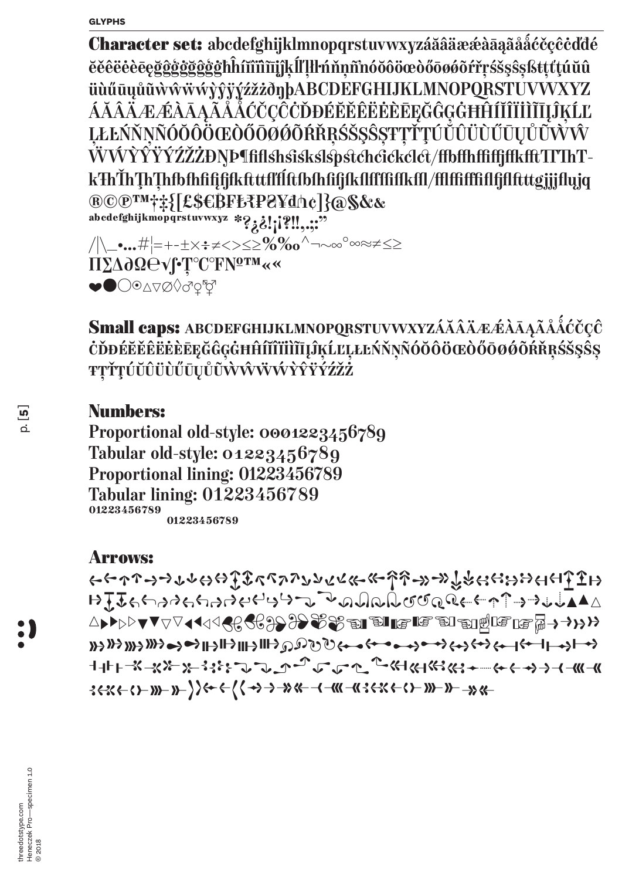GLYPHS

**Character set:** abcdefghijklmnopqrstuvwxyzáăâäææàāąãåǻćčçĉċďđé ĕěêëėèēęğĝģġĝğĝġģĥħíĭîïìīĩįĳĵķĺľļŀłńňņñŉóŏôöœòőōøǿõŕřŗśšşŝșßŧţťțúŭû üùűūųůũẁŵẅẃỳŷÿýźžżðŋþABCDEFGHIJKLMNOPQRSTUVWXYZ ÁĂÂÄÆǼÀĀĄÃÅǺĆČÇĈĊĎĐÉĔĚÊËĖÈĒĘĞĜĢĠĦĤÍĬÎÏİÌĪĨĮĴĶĹĽ ĻĿŁŃŇŅÑÓŎÔÖŒÒŐŌØǾÕŔŘŖŚŠŞŜȘŦŢŤȚÚŬÛÜÙŰŪŲŮŨẀŴ ẄẂỲŶŸÝŹŽŻÐŊÞ¶fiflshsisksl spstchcickclct/ffbffhffiffjffkfftTlThT-kThThThThfbfhfifjfkftttflÍflftfbfhfifjfkflflffifflkfl/fflffiffifflfjflfttgjjjflujq ®©℗™†‡{[£$€฿₣Ł₹₽₴¥₫₼¢]}@§&&
abcdefghijkmopqrstuvwxyz *?¿¿!¡¡?!!,.;:"
/|\_•…#¦=+-±×÷≠<>≤≥%‰^¬~∞°∞≈≠≤≥
ΠΣΔ∂Ω℮√∫·Ţ℃℉№ª™««
❤●○⊙△▽∅◊♂♀⚦

**Small caps:** ABCDEFGHIJKLMNOPQRSTUVWXYZÁĂÂÄÆǼÀĀĄÃÅǺĆČÇĈ ĊĎĐÉĔĚÊËĖÈĒĘĞĜĢĠĦĤÍĬÎÏİÌĪĨĮĴĶĹĽĻĿŁŃŇŅÑÓŎÔÖŒÒŐŌØǾÕŔŘŖŚŠŞŜȘ ŦŢŤȚÚŬÛÜÙŰŪŲŮŨẀŴẄẂỲŶŸÝŹŽŻ

**Numbers:**
Proportional old-style: 00012233456789
Tabular old-style: 01223456789
Proportional lining: 01223456789
Tabular lining: 01223456789
01223456789
01223456789

**Arrows:**
←←↑↑→→↓↓↔↔↕↕↖↖↗↗↘↘↙↙↞↞↟↟↠↠↡↡↢↢↣↣↤↤↥↥↦
↦↧↧↩↩↪↪↩↩↪↪↵↵↳↳↴↴↶↶↷↷↺↺↻↻⇠⇠⇡⇡⇢⇢⇣⇣▲▲△
△▶▶▷▷▼▼▽▽◀◀◁◁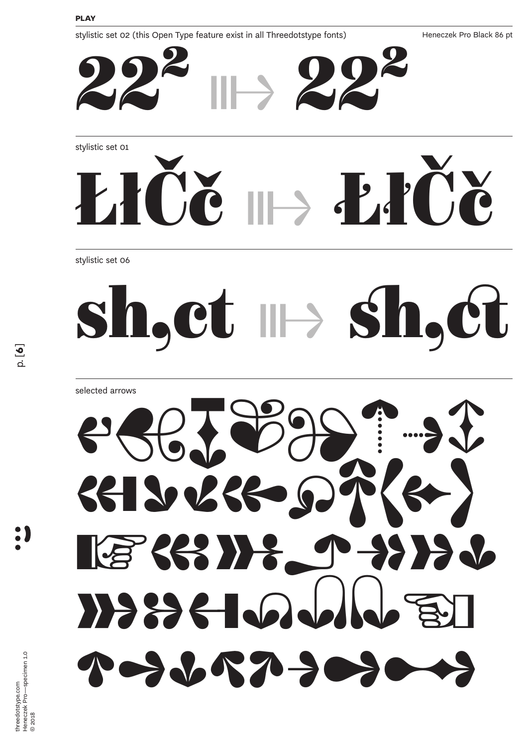## PLAY

stylistic set 02 (this Open Type feature exist in all Threedotstype fonts) Heneczek Pro Black 86 pt

22² → 22²

stylistic set 01

ŁłČč → ŁłČč

stylistic set 06

sh,ct → sh,ct

selected arrows